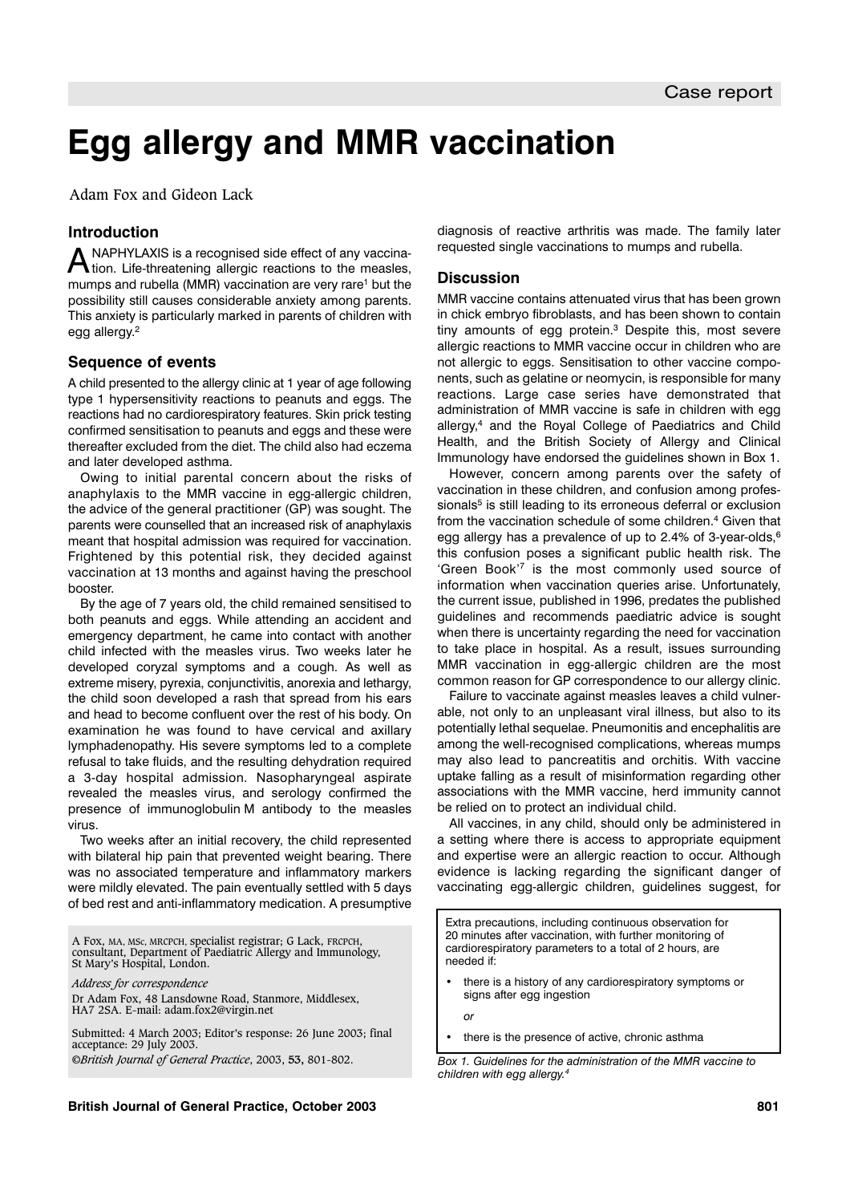Case report

# Egg allergy and MMR vaccination

Adam Fox and Gideon Lack

## Introduction

ANAPHYLAXIS is a recognised side effect of any vaccination. Life-threatening allergic reactions to the measles, mumps and rubella (MMR) vaccination are very rare[1] but the possibility still causes considerable anxiety among parents. This anxiety is particularly marked in parents of children with egg allergy.[2]

## Sequence of events

A child presented to the allergy clinic at 1 year of age following type 1 hypersensitivity reactions to peanuts and eggs. The reactions had no cardiorespiratory features. Skin prick testing confirmed sensitisation to peanuts and eggs and these were thereafter excluded from the diet. The child also had eczema and later developed asthma.

Owing to initial parental concern about the risks of anaphylaxis to the MMR vaccine in egg-allergic children, the advice of the general practitioner (GP) was sought. The parents were counselled that an increased risk of anaphylaxis meant that hospital admission was required for vaccination. Frightened by this potential risk, they decided against vaccination at 13 months and against having the preschool booster.

By the age of 7 years old, the child remained sensitised to both peanuts and eggs. While attending an accident and emergency department, he came into contact with another child infected with the measles virus. Two weeks later he developed coryzal symptoms and a cough. As well as extreme misery, pyrexia, conjunctivitis, anorexia and lethargy, the child soon developed a rash that spread from his ears and head to become confluent over the rest of his body. On examination he was found to have cervical and axillary lymphadenopathy. His severe symptoms led to a complete refusal to take fluids, and the resulting dehydration required a 3-day hospital admission. Nasopharyngeal aspirate revealed the measles virus, and serology confirmed the presence of immunoglobulin M antibody to the measles virus.

Two weeks after an initial recovery, the child represented with bilateral hip pain that prevented weight bearing. There was no associated temperature and inflammatory markers were mildly elevated. The pain eventually settled with 5 days of bed rest and anti-inflammatory medication. A presumptive diagnosis of reactive arthritis was made. The family later requested single vaccinations to mumps and rubella.

A Fox, MA, MSc, MRCPCH, specialist registrar; G Lack, FRCPCH, consultant, Department of Paediatric Allergy and Immunology, St Mary's Hospital, London.

*Address for correspondence*

Dr Adam Fox, 48 Lansdowne Road, Stanmore, Middlesex, HA7 2SA. E-mail: adam.fox2@virgin.net

Submitted: 4 March 2003; Editor's response: 26 June 2003; final acceptance: 29 July 2003.

©*British Journal of General Practice*, 2003, **53**, 801-802.

## Discussion

MMR vaccine contains attenuated virus that has been grown in chick embryo fibroblasts, and has been shown to contain tiny amounts of egg protein.[3] Despite this, most severe allergic reactions to MMR vaccine occur in children who are not allergic to eggs. Sensitisation to other vaccine components, such as gelatine or neomycin, is responsible for many reactions. Large case series have demonstrated that administration of MMR vaccine is safe in children with egg allergy,[4] and the Royal College of Paediatrics and Child Health, and the British Society of Allergy and Clinical Immunology have endorsed the guidelines shown in Box 1.

However, concern among parents over the safety of vaccination in these children, and confusion among professionals[5] is still leading to its erroneous deferral or exclusion from the vaccination schedule of some children.[4] Given that egg allergy has a prevalence of up to 2.4% of 3-year-olds,[6] this confusion poses a significant public health risk. The 'Green Book'[7] is the most commonly used source of information when vaccination queries arise. Unfortunately, the current issue, published in 1996, predates the published guidelines and recommends paediatric advice is sought when there is uncertainty regarding the need for vaccination to take place in hospital. As a result, issues surrounding MMR vaccination in egg-allergic children are the most common reason for GP correspondence to our allergy clinic.

Failure to vaccinate against measles leaves a child vulnerable, not only to an unpleasant viral illness, but also to its potentially lethal sequelae. Pneumonitis and encephalitis are among the well-recognised complications, whereas mumps may also lead to pancreatitis and orchitis. With vaccine uptake falling as a result of misinformation regarding other associations with the MMR vaccine, herd immunity cannot be relied on to protect an individual child.

All vaccines, in any child, should only be administered in a setting where there is access to appropriate equipment and expertise were an allergic reaction to occur. Although evidence is lacking regarding the significant danger of vaccinating egg-allergic children, guidelines suggest, for

> Extra precautions, including continuous observation for 20 minutes after vaccination, with further monitoring of cardiorespiratory parameters to a total of 2 hours, are needed if:
>
> - there is a history of any cardiorespiratory symptoms or signs after egg ingestion
>
>   *or*
>
> - there is the presence of active, chronic asthma

*Box 1. Guidelines for the administration of the MMR vaccine to children with egg allergy.[4]*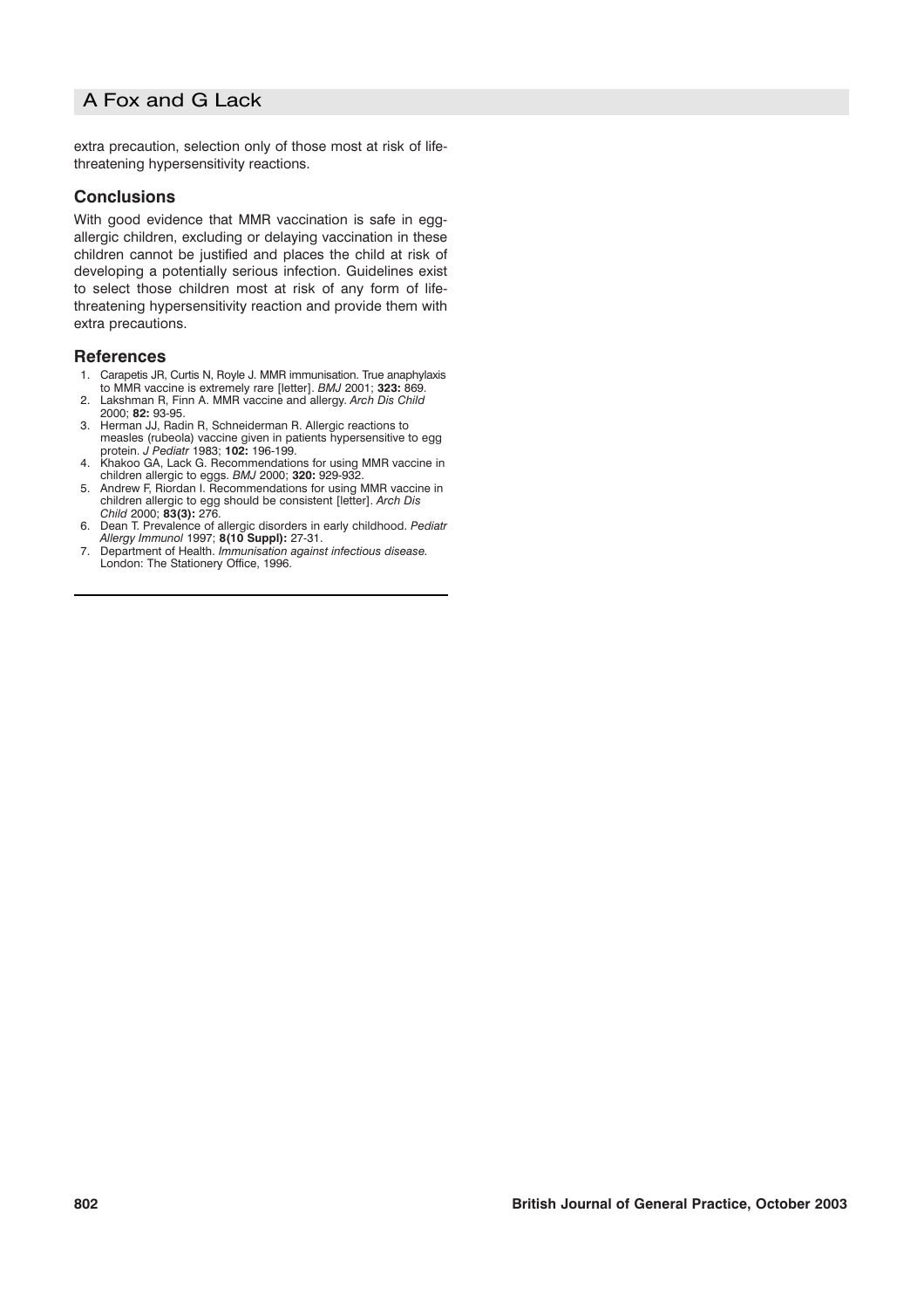extra precaution, selection only of those most at risk of life-threatening hypersensitivity reactions.

## Conclusions

With good evidence that MMR vaccination is safe in egg-allergic children, excluding or delaying vaccination in these children cannot be justified and places the child at risk of developing a potentially serious infection. Guidelines exist to select those children most at risk of any form of life-threatening hypersensitivity reaction and provide them with extra precautions.

## References

1. Carapetis JR, Curtis N, Royle J. MMR immunisation. True anaphylaxis to MMR vaccine is extremely rare [letter]. *BMJ* 2001; **323:** 869.
2. Lakshman R, Finn A. MMR vaccine and allergy. *Arch Dis Child* 2000; **82:** 93-95.
3. Herman JJ, Radin R, Schneiderman R. Allergic reactions to measles (rubeola) vaccine given in patients hypersensitive to egg protein. *J Pediatr* 1983; **102:** 196-199.
4. Khakoo GA, Lack G. Recommendations for using MMR vaccine in children allergic to eggs. *BMJ* 2000; **320:** 929-932.
5. Andrew F, Riordan I. Recommendations for using MMR vaccine in children allergic to egg should be consistent [letter]. *Arch Dis Child* 2000; **83(3):** 276.
6. Dean T. Prevalence of allergic disorders in early childhood. *Pediatr Allergy Immunol* 1997; **8(10 Suppl):** 27-31.
7. Department of Health. *Immunisation against infectious disease.* London: The Stationery Office, 1996.